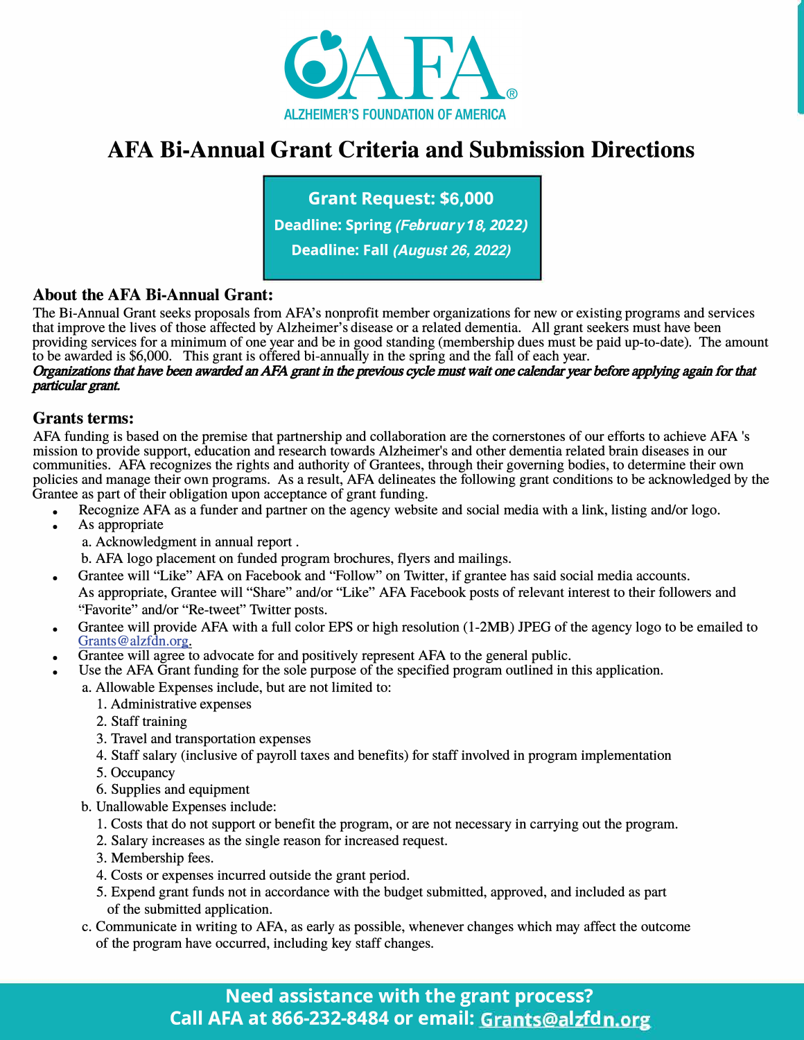AFA®

ALZHEIMER'S FOUNDATION OF AMERICA

# AFA Bi-Annual Grant Criteria and Submission Directions

**Grant Request: $6,000**

**Deadline: Spring *(February 18, 2022)***

**Deadline: Fall *(August 26, 2022)***

## About the AFA Bi-Annual Grant:

The Bi-Annual Grant seeks proposals from AFA's nonprofit member organizations for new or existing programs and services that improve the lives of those affected by Alzheimer's disease or a related dementia. All grant seekers must have been providing services for a minimum of one year and be in good standing (membership dues must be paid up-to-date). The amount to be awarded is $6,000. This grant is offered bi-annually in the spring and the fall of each year.

***Organizations that have been awarded an AFA grant in the previous cycle must wait one calendar year before applying again for that particular grant.***

## Grants terms:

AFA funding is based on the premise that partnership and collaboration are the cornerstones of our efforts to achieve AFA 's mission to provide support, education and research towards Alzheimer's and other dementia related brain diseases in our communities. AFA recognizes the rights and authority of Grantees, through their governing bodies, to determine their own policies and manage their own programs. As a result, AFA delineates the following grant conditions to be acknowledged by the Grantee as part of their obligation upon acceptance of grant funding.

- Recognize AFA as a funder and partner on the agency website and social media with a link, listing and/or logo.
- As appropriate
  - a. Acknowledgment in annual report .
  - b. AFA logo placement on funded program brochures, flyers and mailings.
- Grantee will "Like" AFA on Facebook and "Follow" on Twitter, if grantee has said social media accounts. As appropriate, Grantee will "Share" and/or "Like" AFA Facebook posts of relevant interest to their followers and "Favorite" and/or "Re-tweet" Twitter posts.
- Grantee will provide AFA with a full color EPS or high resolution (1-2MB) JPEG of the agency logo to be emailed to Grants@alzfdn.org.
- Grantee will agree to advocate for and positively represent AFA to the general public.
- Use the AFA Grant funding for the sole purpose of the specified program outlined in this application.
  - a. Allowable Expenses include, but are not limited to:
    1. Administrative expenses
    2. Staff training
    3. Travel and transportation expenses
    4. Staff salary (inclusive of payroll taxes and benefits) for staff involved in program implementation
    5. Occupancy
    6. Supplies and equipment
  - b. Unallowable Expenses include:
    1. Costs that do not support or benefit the program, or are not necessary in carrying out the program.
    2. Salary increases as the single reason for increased request.
    3. Membership fees.
    4. Costs or expenses incurred outside the grant period.
    5. Expend grant funds not in accordance with the budget submitted, approved, and included as part of the submitted application.
  - c. Communicate in writing to AFA, as early as possible, whenever changes which may affect the outcome of the program have occurred, including key staff changes.

**Need assistance with the grant process?**
**Call AFA at 866-232-8484 or email: Grants@alzfdn.org**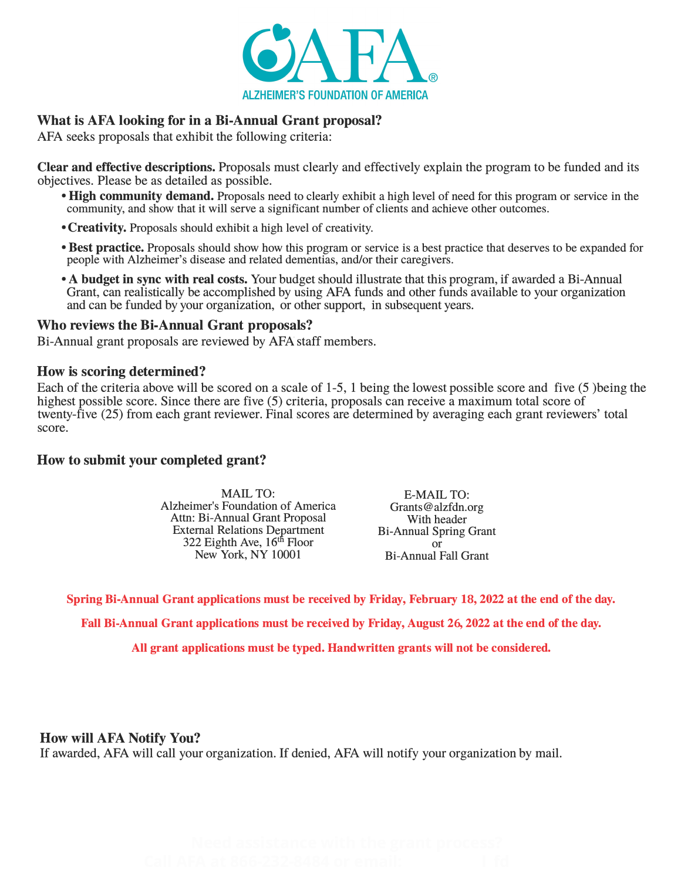ALZHEIMER'S FOUNDATION OF AMERICA

## What is AFA looking for in a Bi-Annual Grant proposal?

AFA seeks proposals that exhibit the following criteria:

**Clear and effective descriptions.** Proposals must clearly and effectively explain the program to be funded and its objectives. Please be as detailed as possible.

- **High community demand.** Proposals need to clearly exhibit a high level of need for this program or service in the community, and show that it will serve a significant number of clients and achieve other outcomes.
- **Creativity.** Proposals should exhibit a high level of creativity.
- **Best practice.** Proposals should show how this program or service is a best practice that deserves to be expanded for people with Alzheimer's disease and related dementias, and/or their caregivers.
- **A budget in sync with real costs.** Your budget should illustrate that this program, if awarded a Bi-Annual Grant, can realistically be accomplished by using AFA funds and other funds available to your organization and can be funded by your organization, or other support, in subsequent years.

## Who reviews the Bi-Annual Grant proposals?

Bi-Annual grant proposals are reviewed by AFA staff members.

## How is scoring determined?

Each of the criteria above will be scored on a scale of 1-5, 1 being the lowest possible score and five (5 )being the highest possible score. Since there are five (5) criteria, proposals can receive a maximum total score of twenty-five (25) from each grant reviewer. Final scores are determined by averaging each grant reviewers' total score.

## How to submit your completed grant?

MAIL TO:
Alzheimer's Foundation of America
Attn: Bi-Annual Grant Proposal
External Relations Department
322 Eighth Ave, 16th Floor
New York, NY 10001

E-MAIL TO:
Grants@alzfdn.org
With header
Bi-Annual Spring Grant
or
Bi-Annual Fall Grant

**Spring Bi-Annual Grant applications must be received by Friday, February 18, 2022 at the end of the day.**

**Fall Bi-Annual Grant applications must be received by Friday, August 26, 2022 at the end of the day.**

**All grant applications must be typed. Handwritten grants will not be considered.**

## How will AFA Notify You?

If awarded, AFA will call your organization. If denied, AFA will notify your organization by mail.

**Need assistance with the grant process?**
**Call AFA at 866-232-8484 or email:**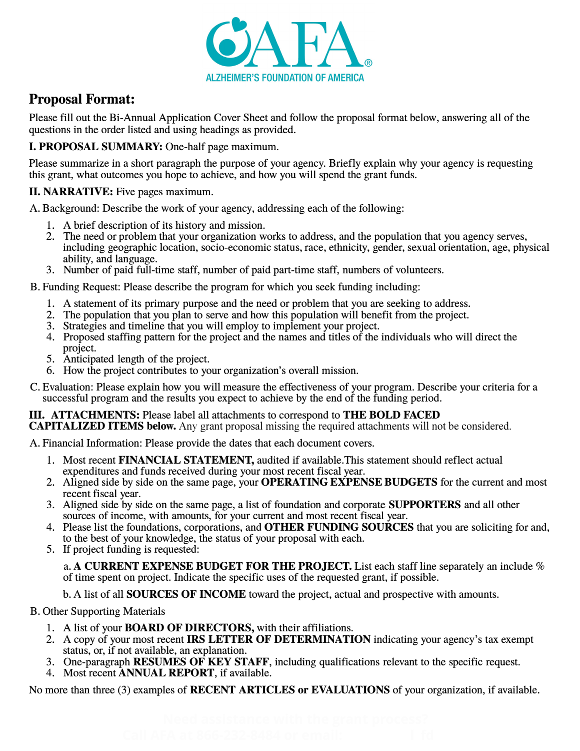ALZHEIMER'S FOUNDATION OF AMERICA

## Proposal Format:

Please fill out the Bi-Annual Application Cover Sheet and follow the proposal format below, answering all of the questions in the order listed and using headings as provided.

**I. PROPOSAL SUMMARY:** One-half page maximum.

Please summarize in a short paragraph the purpose of your agency. Briefly explain why your agency is requesting this grant, what outcomes you hope to achieve, and how you will spend the grant funds.

**II. NARRATIVE:** Five pages maximum.

A. Background: Describe the work of your agency, addressing each of the following:

1. A brief description of its history and mission.
2. The need or problem that your organization works to address, and the population that you agency serves, including geographic location, socio-economic status, race, ethnicity, gender, sexual orientation, age, physical ability, and language.
3. Number of paid full-time staff, number of paid part-time staff, numbers of volunteers.

B. Funding Request: Please describe the program for which you seek funding including:

1. A statement of its primary purpose and the need or problem that you are seeking to address.
2. The population that you plan to serve and how this population will benefit from the project.
3. Strategies and timeline that you will employ to implement your project.
4. Proposed staffing pattern for the project and the names and titles of the individuals who will direct the project.
5. Anticipated length of the project.
6. How the project contributes to your organization's overall mission.

C. Evaluation: Please explain how you will measure the effectiveness of your program. Describe your criteria for a successful program and the results you expect to achieve by the end of the funding period.

**III. ATTACHMENTS:** Please label all attachments to correspond to **THE BOLD FACED CAPITALIZED ITEMS below.** Any grant proposal missing the required attachments will not be considered.

A. Financial Information: Please provide the dates that each document covers.

1. Most recent **FINANCIAL STATEMENT,** audited if available.This statement should reflect actual expenditures and funds received during your most recent fiscal year.
2. Aligned side by side on the same page, your **OPERATING EXPENSE BUDGETS** for the current and most recent fiscal year.
3. Aligned side by side on the same page, a list of foundation and corporate **SUPPORTERS** and all other sources of income, with amounts, for your current and most recent fiscal year.
4. Please list the foundations, corporations, and **OTHER FUNDING SOURCES** that you are soliciting for and, to the best of your knowledge, the status of your proposal with each.
5. If project funding is requested:

   a. **A CURRENT EXPENSE BUDGET FOR THE PROJECT.** List each staff line separately an include % of time spent on project. Indicate the specific uses of the requested grant, if possible.

   b. A list of all **SOURCES OF INCOME** toward the project, actual and prospective with amounts.

B. Other Supporting Materials

1. A list of your **BOARD OF DIRECTORS,** with their affiliations.
2. A copy of your most recent **IRS LETTER OF DETERMINATION** indicating your agency's tax exempt status, or, if not available, an explanation.
3. One-paragraph **RESUMES OF KEY STAFF**, including qualifications relevant to the specific request.
4. Most recent **ANNUAL REPORT**, if available.

No more than three (3) examples of **RECENT ARTICLES or EVALUATIONS** of your organization, if available.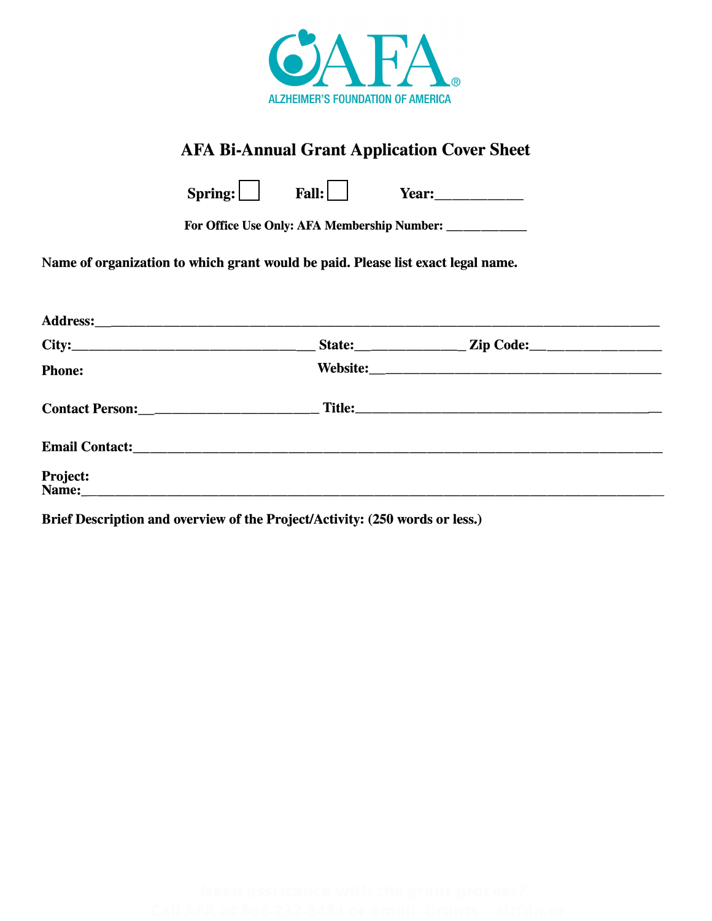ALZHEIMER'S FOUNDATION OF AMERICA

# AFA Bi-Annual Grant Application Cover Sheet

**Spring:** ☐ **Fall:** ☐ **Year:**___________

**For Office Use Only: AFA Membership Number:** ___________

**Name of organization to which grant would be paid. Please list exact legal name.**

**Address:**__________________________________________________________________________

**City:**_________________________________ **State:**______________ **Zip Code:**________________

**Phone:** **Website:**_______________________________________

**Contact Person:**________________________ **Title:**_________________________________________

**Email Contact:**_____________________________________________________________________

**Project: Name:**______________________________________________________________________

**Brief Description and overview of the Project/Activity: (250 words or less.)**

Need assistance with the grant process?
Call AFA at 866-232-8484 or email: Grants alzfdn.or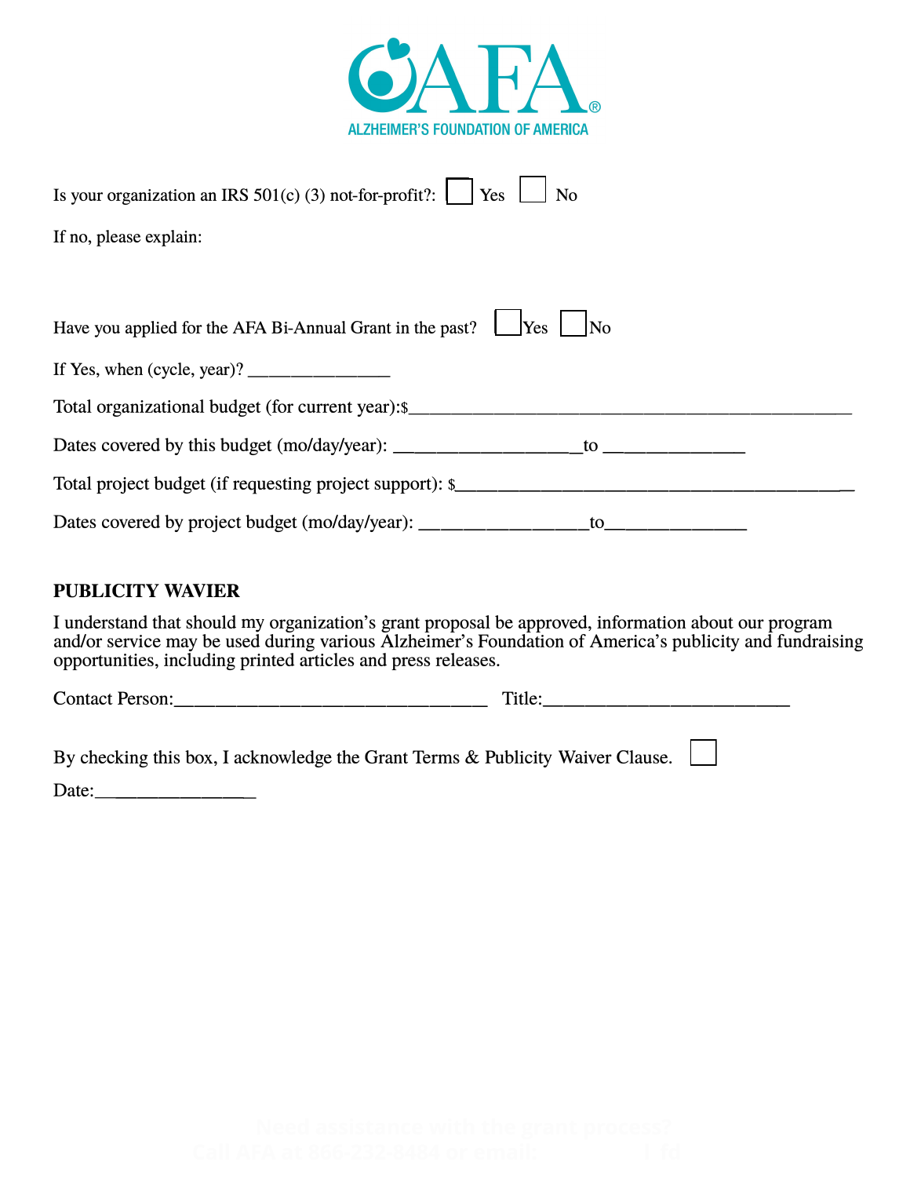ALZHEIMER'S FOUNDATION OF AMERICA

Is your organization an IRS 501(c) (3) not-for-profit?: ☐ Yes ☐ No

If no, please explain:

Have you applied for the AFA Bi-Annual Grant in the past? ☐ Yes ☐ No

If Yes, when (cycle, year)? _______________

Total organizational budget (for current year):$_______________________________________________

Dates covered by this budget (mo/day/year): ____________________to _______________

Total project budget (if requesting project support): $______________________________________

Dates covered by project budget (mo/day/year): __________________to_______________

**PUBLICITY WAVIER**

I understand that should my organization's grant proposal be approved, information about our program and/or service may be used during various Alzheimer's Foundation of America's publicity and fundraising opportunities, including printed articles and press releases.

Contact Person:_________________________________ Title:__________________________

By checking this box, I acknowledge the Grant Terms & Publicity Waiver Clause. ☐

Date:_________________